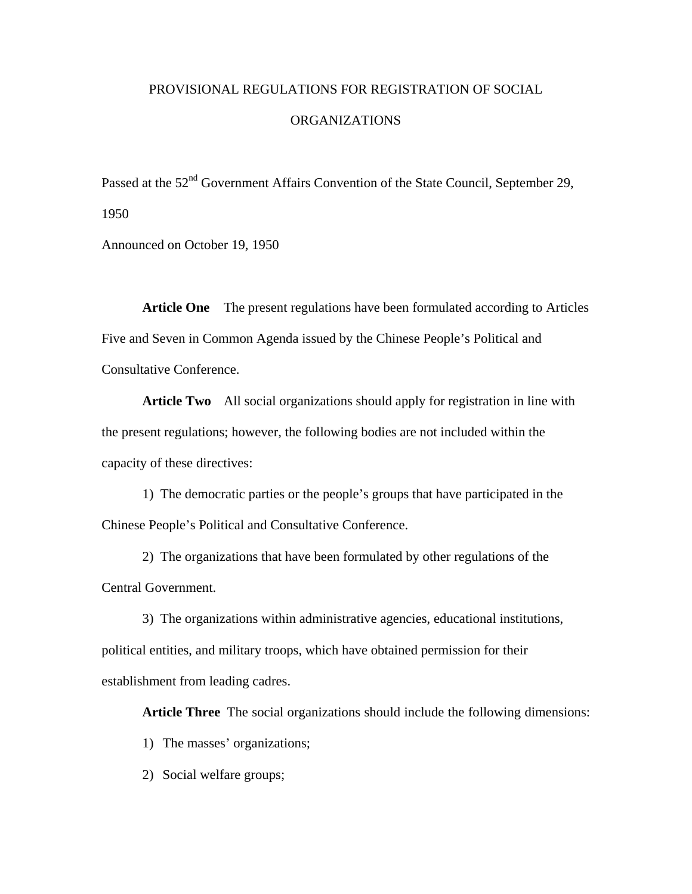# PROVISIONAL REGULATIONS FOR REGISTRATION OF SOCIAL ORGANIZATIONS

Passed at the 52nd Government Affairs Convention of the State Council, September 29, 1950

Announced on October 19, 1950

**Article One** The present regulations have been formulated according to Articles Five and Seven in Common Agenda issued by the Chinese People's Political and Consultative Conference.

**Article Two** All social organizations should apply for registration in line with the present regulations; however, the following bodies are not included within the capacity of these directives:

1) The democratic parties or the people's groups that have participated in the Chinese People's Political and Consultative Conference.

2) The organizations that have been formulated by other regulations of the Central Government.

3) The organizations within administrative agencies, educational institutions, political entities, and military troops, which have obtained permission for their establishment from leading cadres.

**Article Three** The social organizations should include the following dimensions:

1) The masses' organizations;

2) Social welfare groups;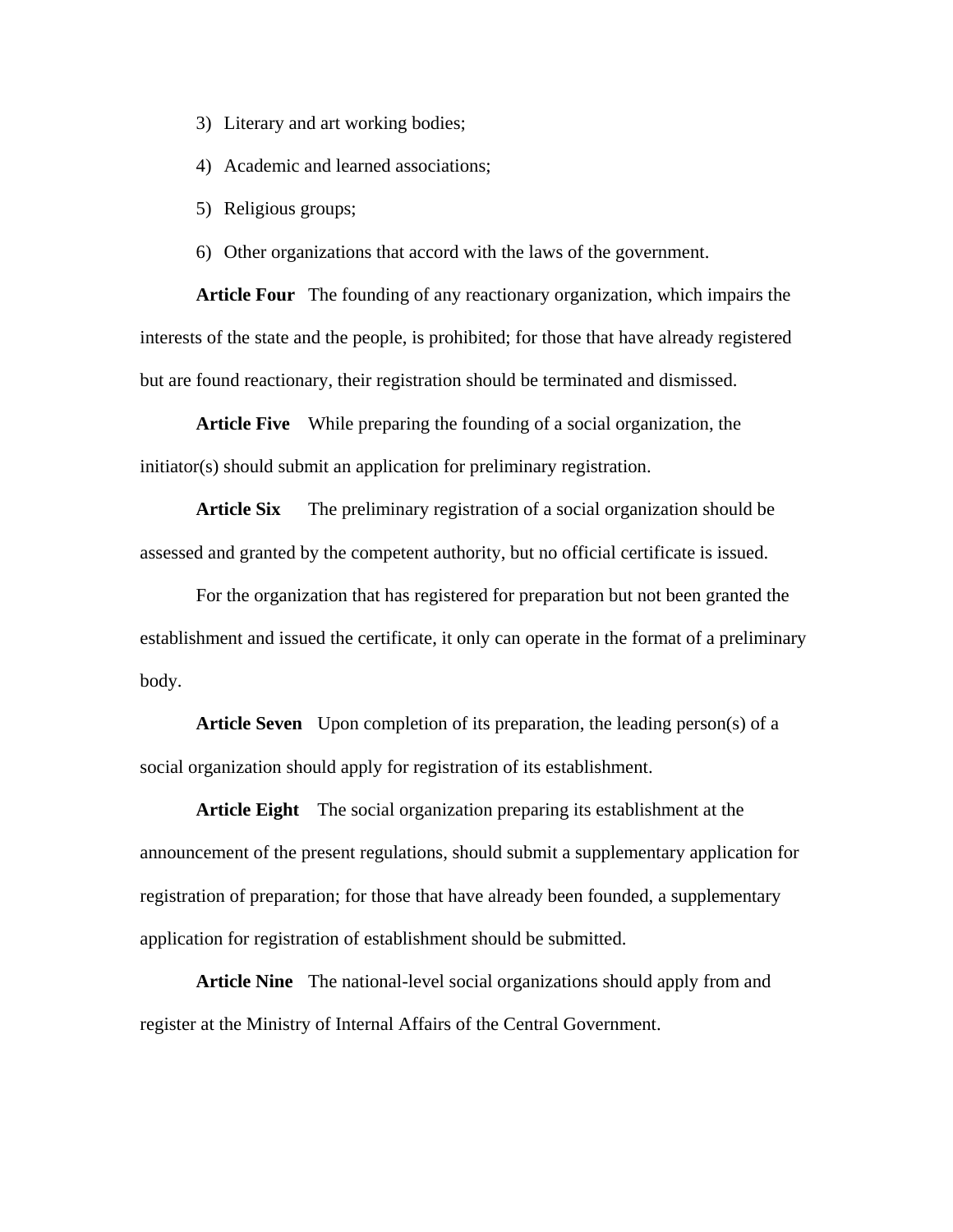3) Literary and art working bodies;

4) Academic and learned associations;

5) Religious groups;

6) Other organizations that accord with the laws of the government.

**Article Four** The founding of any reactionary organization, which impairs the interests of the state and the people, is prohibited; for those that have already registered but are found reactionary, their registration should be terminated and dismissed.

**Article Five** While preparing the founding of a social organization, the initiator(s) should submit an application for preliminary registration.

**Article Six** The preliminary registration of a social organization should be assessed and granted by the competent authority, but no official certificate is issued.

For the organization that has registered for preparation but not been granted the establishment and issued the certificate, it only can operate in the format of a preliminary body.

**Article Seven** Upon completion of its preparation, the leading person(s) of a social organization should apply for registration of its establishment.

**Article Eight** The social organization preparing its establishment at the announcement of the present regulations, should submit a supplementary application for registration of preparation; for those that have already been founded, a supplementary application for registration of establishment should be submitted.

**Article Nine** The national-level social organizations should apply from and register at the Ministry of Internal Affairs of the Central Government.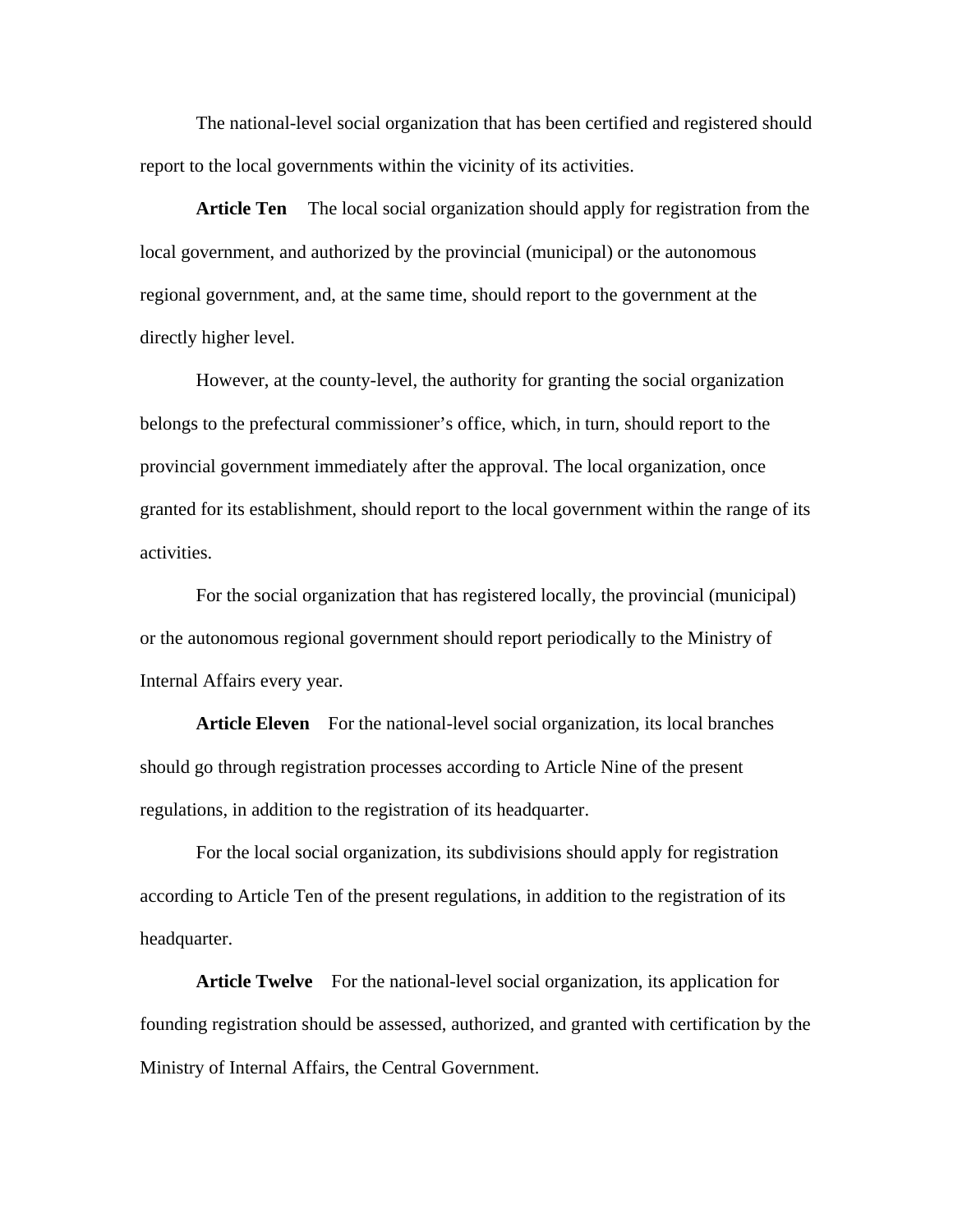The national-level social organization that has been certified and registered should report to the local governments within the vicinity of its activities.

**Article Ten** The local social organization should apply for registration from the local government, and authorized by the provincial (municipal) or the autonomous regional government, and, at the same time, should report to the government at the directly higher level.

However, at the county-level, the authority for granting the social organization belongs to the prefectural commissioner's office, which, in turn, should report to the provincial government immediately after the approval. The local organization, once granted for its establishment, should report to the local government within the range of its activities.

For the social organization that has registered locally, the provincial (municipal) or the autonomous regional government should report periodically to the Ministry of Internal Affairs every year.

**Article Eleven** For the national-level social organization, its local branches should go through registration processes according to Article Nine of the present regulations, in addition to the registration of its headquarter.

For the local social organization, its subdivisions should apply for registration according to Article Ten of the present regulations, in addition to the registration of its headquarter.

**Article Twelve** For the national-level social organization, its application for founding registration should be assessed, authorized, and granted with certification by the Ministry of Internal Affairs, the Central Government.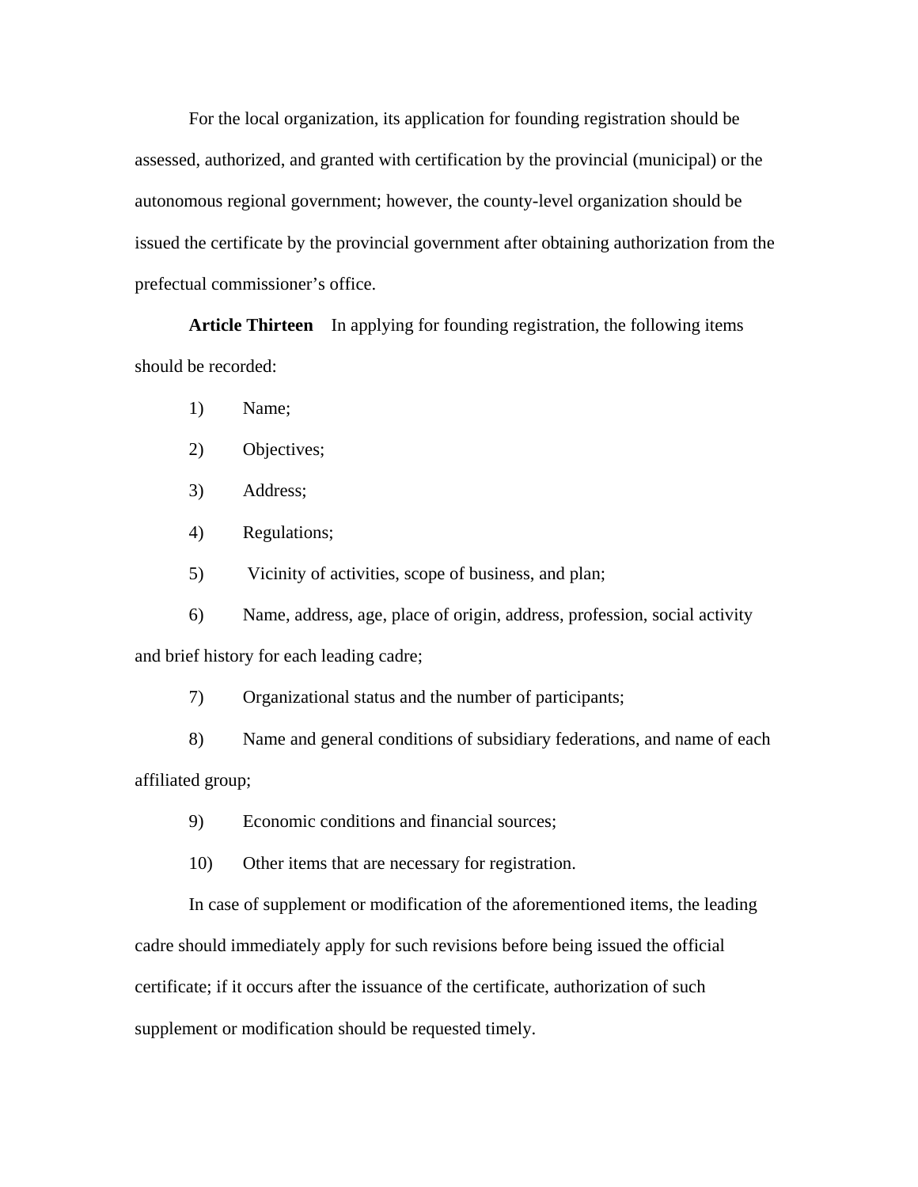For the local organization, its application for founding registration should be assessed, authorized, and granted with certification by the provincial (municipal) or the autonomous regional government; however, the county-level organization should be issued the certificate by the provincial government after obtaining authorization from the prefectual commissioner's office.

**Article Thirteen** In applying for founding registration, the following items should be recorded:

1) Name;

2) Objectives;

3) Address;

4) Regulations;

5) Vicinity of activities, scope of business, and plan;

6) Name, address, age, place of origin, address, profession, social activity and brief history for each leading cadre;

7) Organizational status and the number of participants;

8) Name and general conditions of subsidiary federations, and name of each affiliated group;

9) Economic conditions and financial sources;

10) Other items that are necessary for registration.

In case of supplement or modification of the aforementioned items, the leading cadre should immediately apply for such revisions before being issued the official certificate; if it occurs after the issuance of the certificate, authorization of such supplement or modification should be requested timely.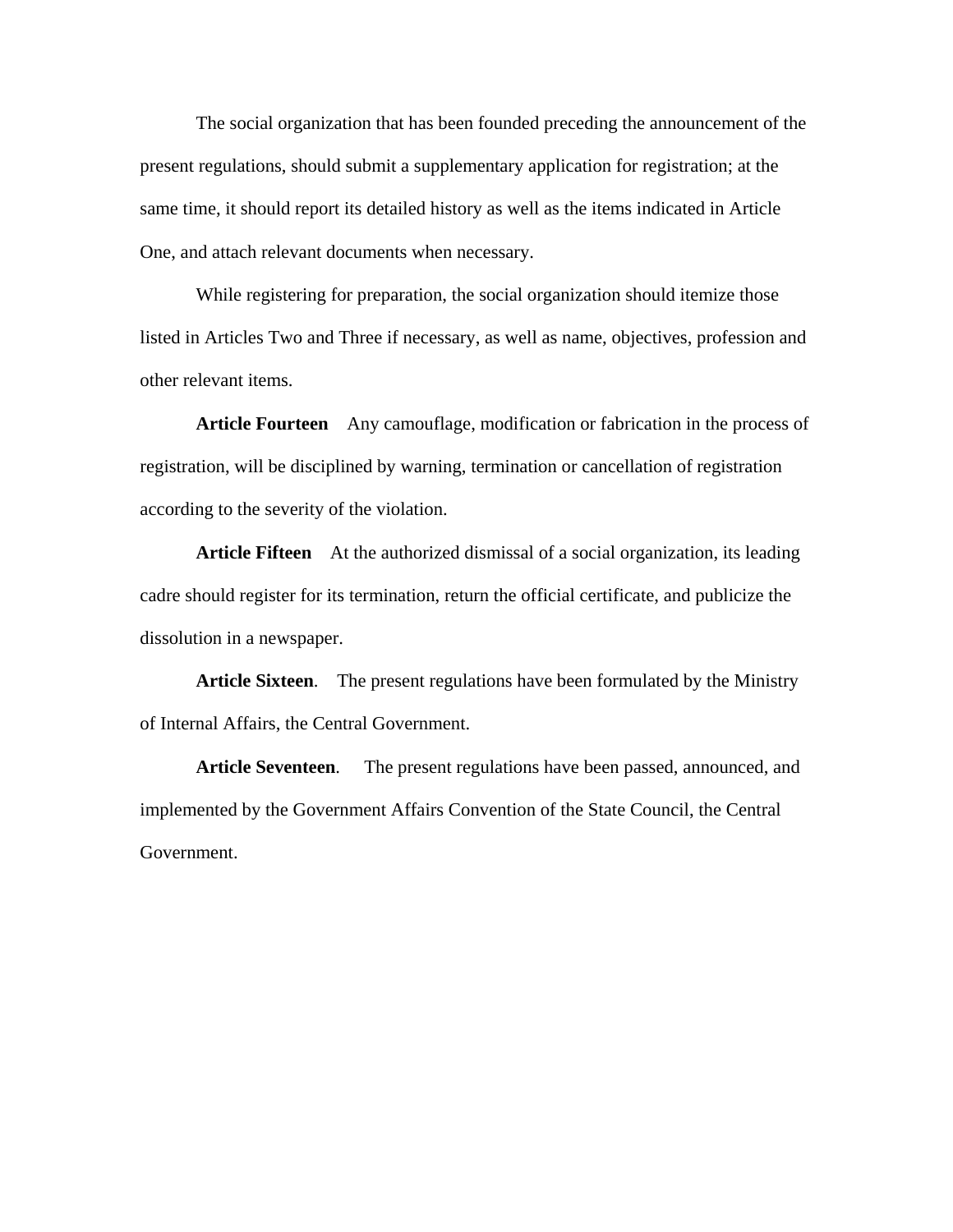The social organization that has been founded preceding the announcement of the present regulations, should submit a supplementary application for registration; at the same time, it should report its detailed history as well as the items indicated in Article One, and attach relevant documents when necessary.

While registering for preparation, the social organization should itemize those listed in Articles Two and Three if necessary, as well as name, objectives, profession and other relevant items.

**Article Fourteen** Any camouflage, modification or fabrication in the process of registration, will be disciplined by warning, termination or cancellation of registration according to the severity of the violation.

**Article Fifteen** At the authorized dismissal of a social organization, its leading cadre should register for its termination, return the official certificate, and publicize the dissolution in a newspaper.

**Article Sixteen**. The present regulations have been formulated by the Ministry of Internal Affairs, the Central Government.

**Article Seventeen**. The present regulations have been passed, announced, and implemented by the Government Affairs Convention of the State Council, the Central Government.